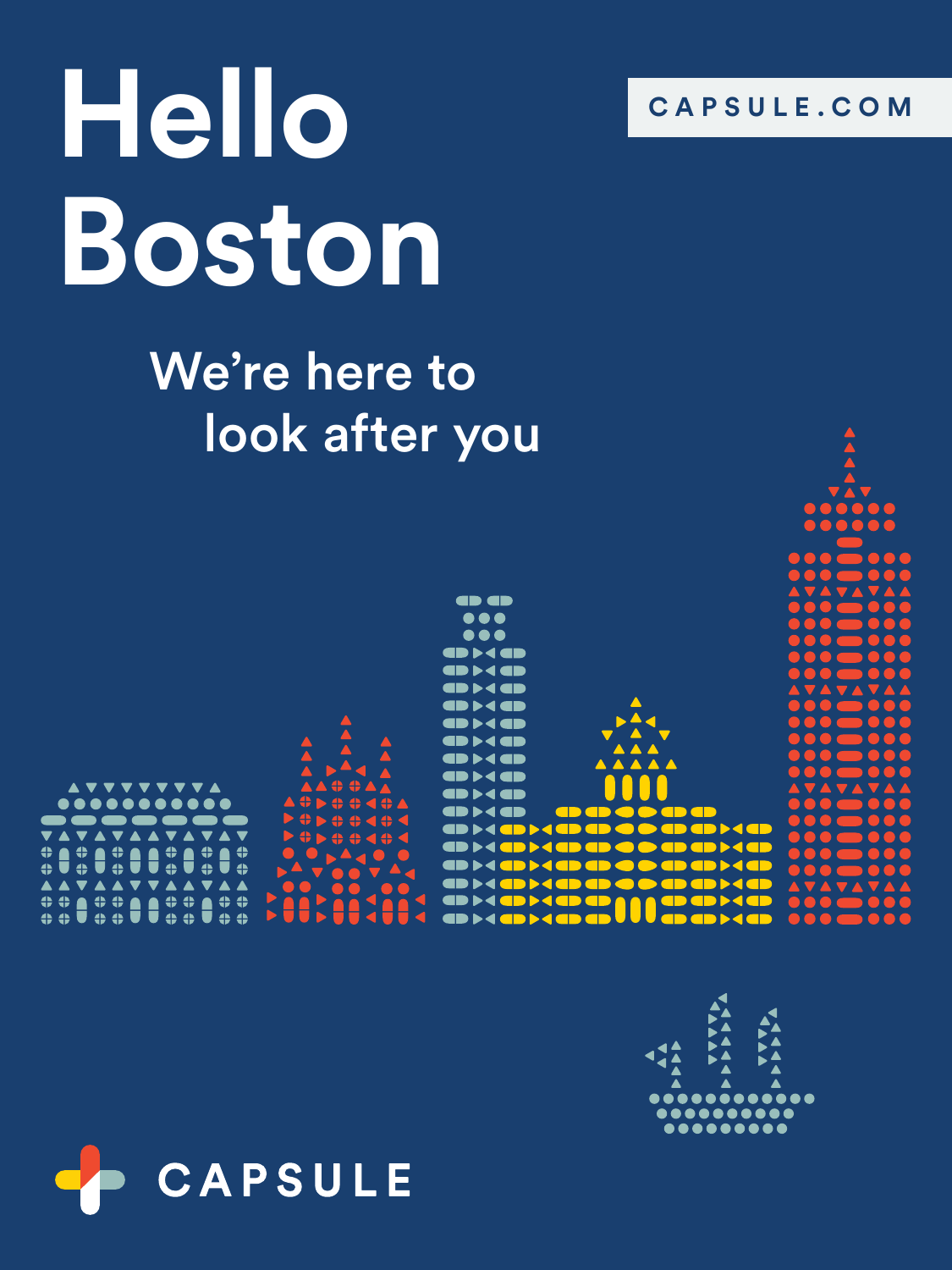# Hello Boston

CAPSULE.COM

We're here to look after you

CAPSULE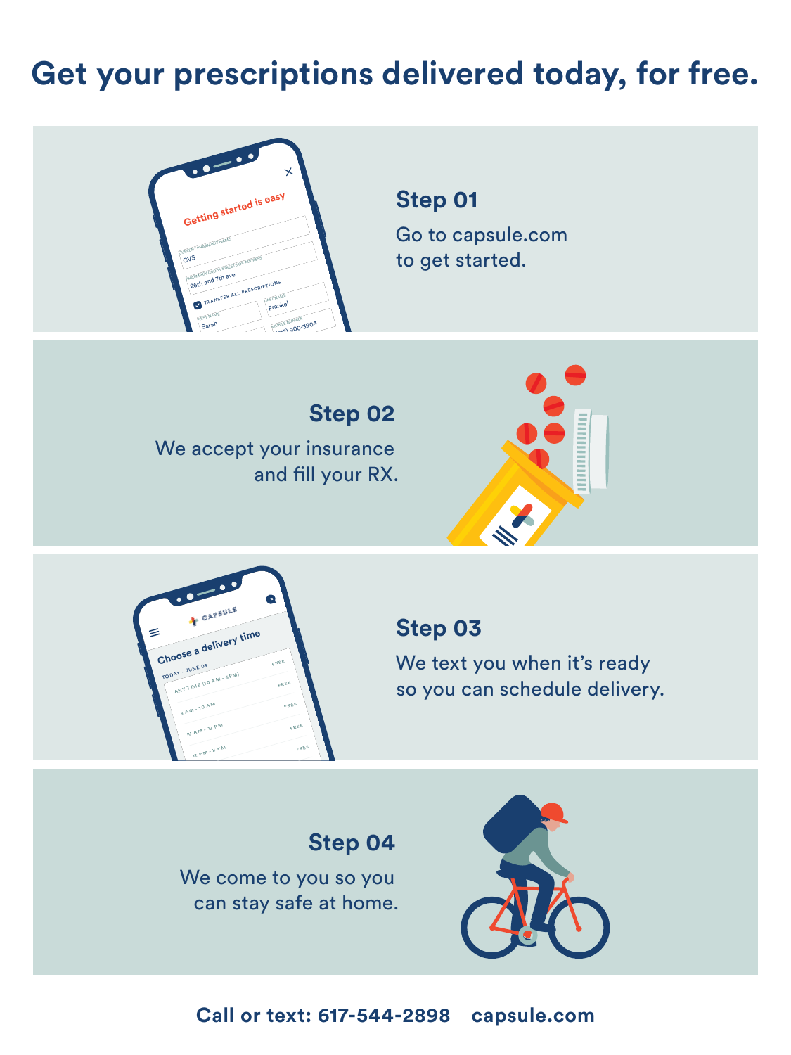# Get your prescriptions delivered today, for free.

## Step 01

Go to capsule.com to get started.

## Step 02

We accept your insurance and fill your RX.

## Step 03

We text you when it's ready so you can schedule delivery.

## Step 04

We come to you so you can stay safe at home.

**Call or text: 617-544-2898    capsule.com**